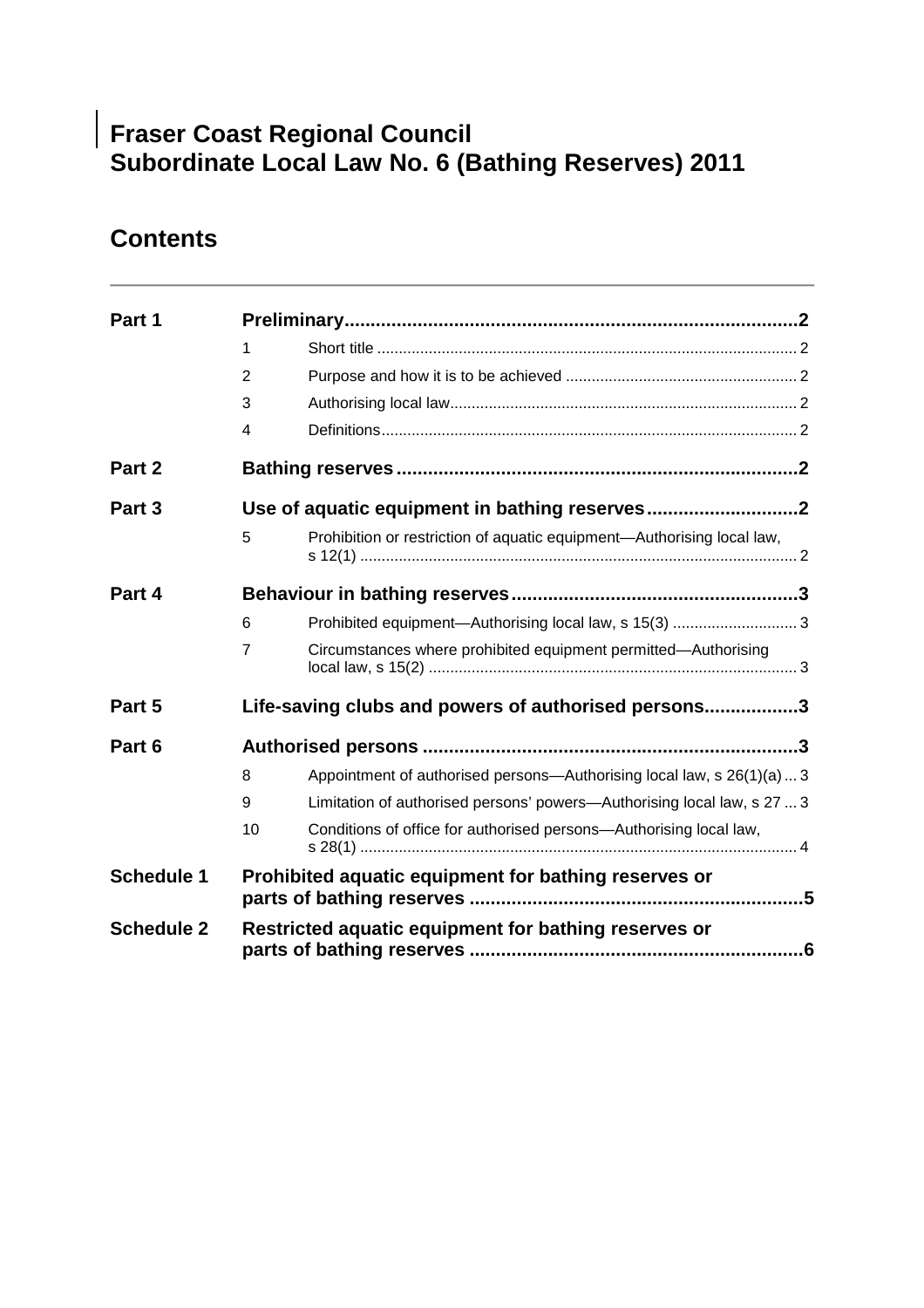# Fraser Coast Regional Council
# Subordinate Local Law No. 6 (Bathing Reserves) 2011

## Contents

| | | | |
|---|---|---|---|
| **Part 1** | **Preliminary** | | **2** |
| | 1 | Short title | 2 |
| | 2 | Purpose and how it is to be achieved | 2 |
| | 3 | Authorising local law | 2 |
| | 4 | Definitions | 2 |
| **Part 2** | **Bathing reserves** | | **2** |
| **Part 3** | **Use of aquatic equipment in bathing reserves** | | **2** |
| | 5 | Prohibition or restriction of aquatic equipment—Authorising local law, s 12(1) | 2 |
| **Part 4** | **Behaviour in bathing reserves** | | **3** |
| | 6 | Prohibited equipment—Authorising local law, s 15(3) | 3 |
| | 7 | Circumstances where prohibited equipment permitted—Authorising local law, s 15(2) | 3 |
| **Part 5** | **Life-saving clubs and powers of authorised persons** | | **3** |
| **Part 6** | **Authorised persons** | | **3** |
| | 8 | Appointment of authorised persons—Authorising local law, s 26(1)(a) | 3 |
| | 9 | Limitation of authorised persons' powers—Authorising local law, s 27 | 3 |
| | 10 | Conditions of office for authorised persons—Authorising local law, s 28(1) | 4 |
| **Schedule 1** | **Prohibited aquatic equipment for bathing reserves or parts of bathing reserves** | | **5** |
| **Schedule 2** | **Restricted aquatic equipment for bathing reserves or parts of bathing reserves** | | **6** |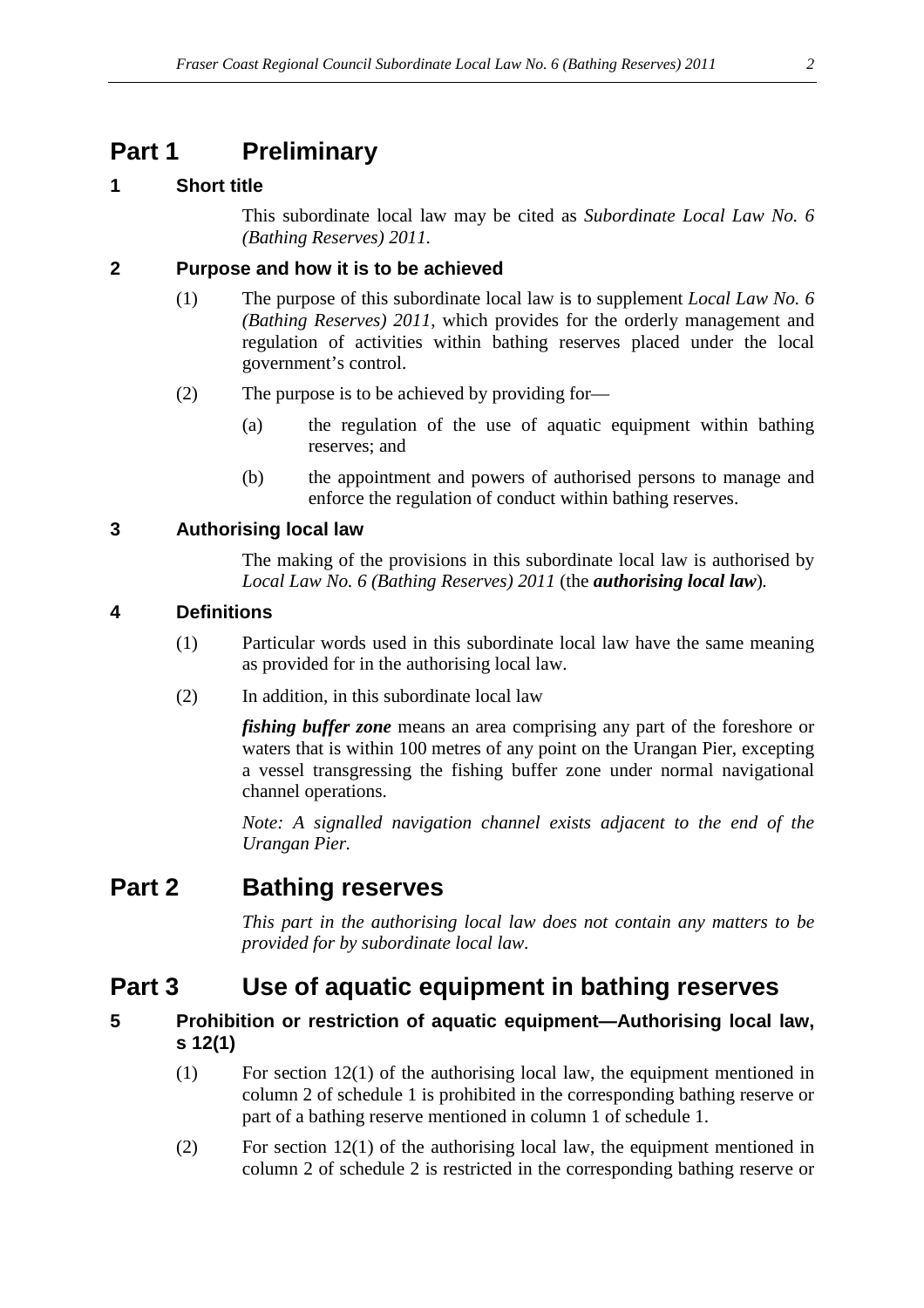# Part 1 Preliminary

## 1 Short title

This subordinate local law may be cited as *Subordinate Local Law No. 6 (Bathing Reserves) 2011*.

## 2 Purpose and how it is to be achieved

(1) The purpose of this subordinate local law is to supplement *Local Law No. 6 (Bathing Reserves) 2011*, which provides for the orderly management and regulation of activities within bathing reserves placed under the local government's control.

(2) The purpose is to be achieved by providing for—

(a) the regulation of the use of aquatic equipment within bathing reserves; and

(b) the appointment and powers of authorised persons to manage and enforce the regulation of conduct within bathing reserves.

## 3 Authorising local law

The making of the provisions in this subordinate local law is authorised by *Local Law No. 6 (Bathing Reserves) 2011* (the ***authorising local law***).

## 4 Definitions

(1) Particular words used in this subordinate local law have the same meaning as provided for in the authorising local law.

(2) In addition, in this subordinate local law

***fishing buffer zone*** means an area comprising any part of the foreshore or waters that is within 100 metres of any point on the Urangan Pier, excepting a vessel transgressing the fishing buffer zone under normal navigational channel operations.

*Note: A signalled navigation channel exists adjacent to the end of the Urangan Pier.*

# Part 2 Bathing reserves

*This part in the authorising local law does not contain any matters to be provided for by subordinate local law.*

# Part 3 Use of aquatic equipment in bathing reserves

## 5 Prohibition or restriction of aquatic equipment—Authorising local law, s 12(1)

(1) For section 12(1) of the authorising local law, the equipment mentioned in column 2 of schedule 1 is prohibited in the corresponding bathing reserve or part of a bathing reserve mentioned in column 1 of schedule 1.

(2) For section 12(1) of the authorising local law, the equipment mentioned in column 2 of schedule 2 is restricted in the corresponding bathing reserve or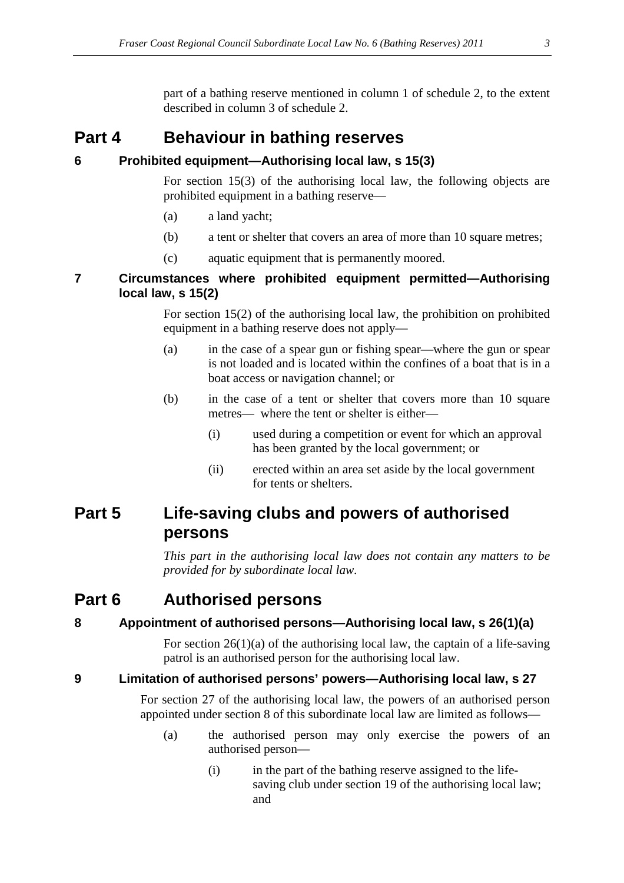part of a bathing reserve mentioned in column 1 of schedule 2, to the extent described in column 3 of schedule 2.

# Part 4 Behaviour in bathing reserves

### 6 Prohibited equipment—Authorising local law, s 15(3)

For section 15(3) of the authorising local law, the following objects are prohibited equipment in a bathing reserve—

(a) a land yacht;

(b) a tent or shelter that covers an area of more than 10 square metres;

(c) aquatic equipment that is permanently moored.

### 7 Circumstances where prohibited equipment permitted—Authorising local law, s 15(2)

For section 15(2) of the authorising local law, the prohibition on prohibited equipment in a bathing reserve does not apply—

(a) in the case of a spear gun or fishing spear—where the gun or spear is not loaded and is located within the confines of a boat that is in a boat access or navigation channel; or

(b) in the case of a tent or shelter that covers more than 10 square metres— where the tent or shelter is either—

(i) used during a competition or event for which an approval has been granted by the local government; or

(ii) erected within an area set aside by the local government for tents or shelters.

# Part 5 Life-saving clubs and powers of authorised persons

*This part in the authorising local law does not contain any matters to be provided for by subordinate local law.*

# Part 6 Authorised persons

### 8 Appointment of authorised persons—Authorising local law, s 26(1)(a)

For section 26(1)(a) of the authorising local law, the captain of a life-saving patrol is an authorised person for the authorising local law.

### 9 Limitation of authorised persons' powers—Authorising local law, s 27

For section 27 of the authorising local law, the powers of an authorised person appointed under section 8 of this subordinate local law are limited as follows—

(a) the authorised person may only exercise the powers of an authorised person—

(i) in the part of the bathing reserve assigned to the life-saving club under section 19 of the authorising local law; and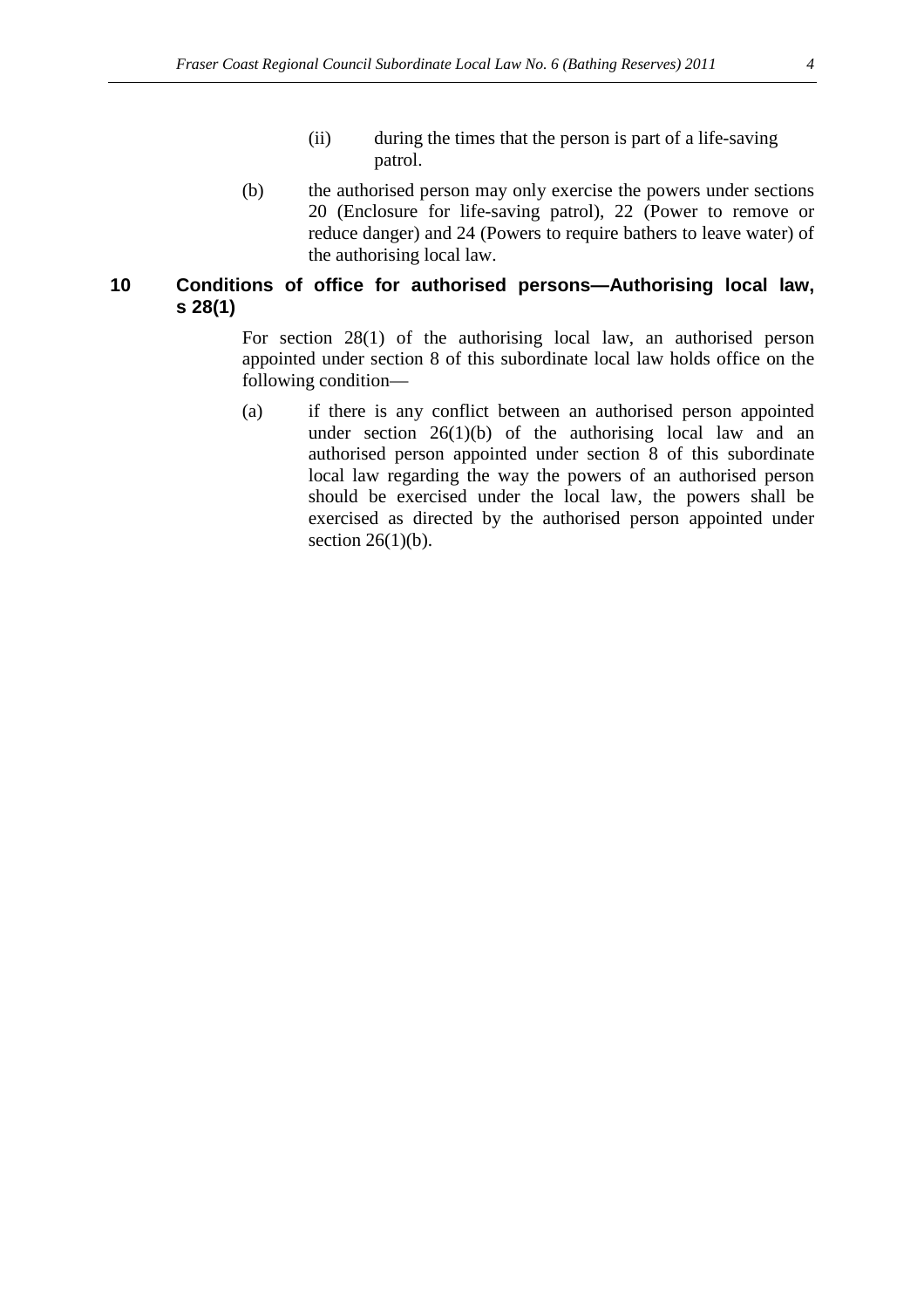(ii) during the times that the person is part of a life-saving patrol.

(b) the authorised person may only exercise the powers under sections 20 (Enclosure for life-saving patrol), 22 (Power to remove or reduce danger) and 24 (Powers to require bathers to leave water) of the authorising local law.

## 10 Conditions of office for authorised persons—Authorising local law, s 28(1)

For section 28(1) of the authorising local law, an authorised person appointed under section 8 of this subordinate local law holds office on the following condition—

(a) if there is any conflict between an authorised person appointed under section 26(1)(b) of the authorising local law and an authorised person appointed under section 8 of this subordinate local law regarding the way the powers of an authorised person should be exercised under the local law, the powers shall be exercised as directed by the authorised person appointed under section 26(1)(b).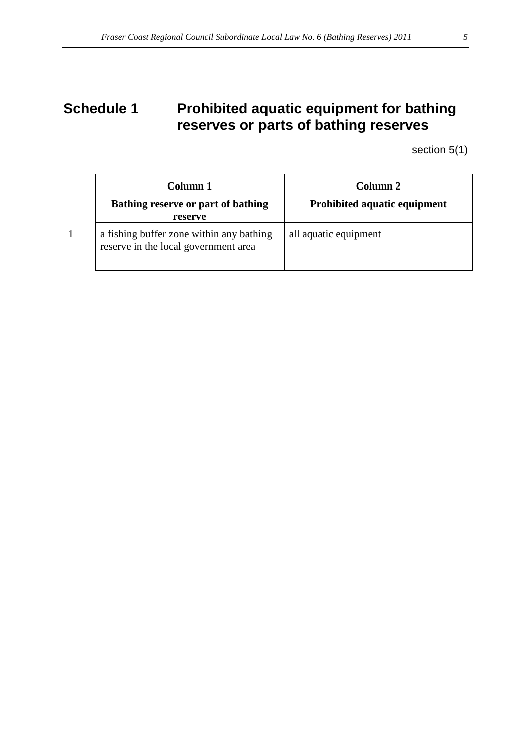# Schedule 1 Prohibited aquatic equipment for bathing reserves or parts of bathing reserves

section 5(1)

| | Column 1<br>**Bathing reserve or part of bathing reserve** | Column 2<br>**Prohibited aquatic equipment** |
|---|---|---|
| 1 | a fishing buffer zone within any bathing reserve in the local government area | all aquatic equipment |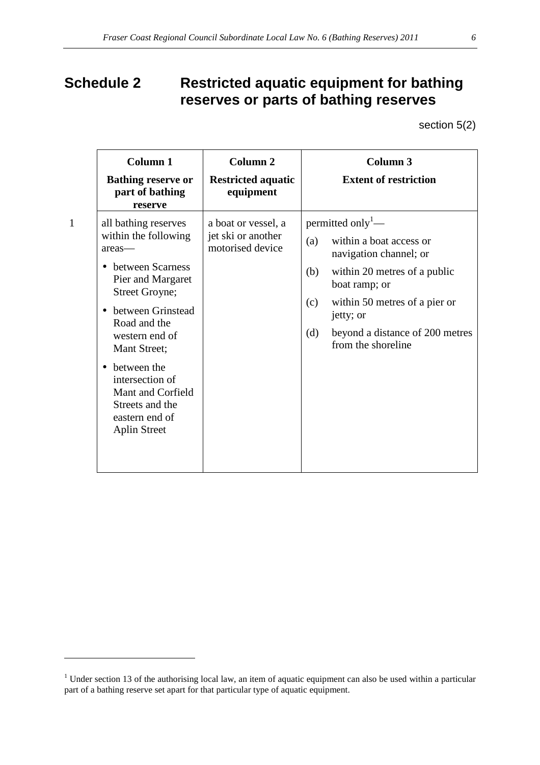# Schedule 2 Restricted aquatic equipment for bathing reserves or parts of bathing reserves

section 5(2)

| | Column 1<br>Bathing reserve or part of bathing reserve | Column 2<br>Restricted aquatic equipment | Column 3<br>Extent of restriction |
|---|---|---|---|
| 1 | all bathing reserves within the following areas—<br>• between Scarness Pier and Margaret Street Groyne;<br>• between Grinstead Road and the western end of Mant Street;<br>• between the intersection of Mant and Corfield Streets and the eastern end of Aplin Street | a boat or vessel, a jet ski or another motorised device | permitted only[1]—<br>(a) within a boat access or navigation channel; or<br>(b) within 20 metres of a public boat ramp; or<br>(c) within 50 metres of a pier or jetty; or<br>(d) beyond a distance of 200 metres from the shoreline |

[1] Under section 13 of the authorising local law, an item of aquatic equipment can also be used within a particular part of a bathing reserve set apart for that particular type of aquatic equipment.